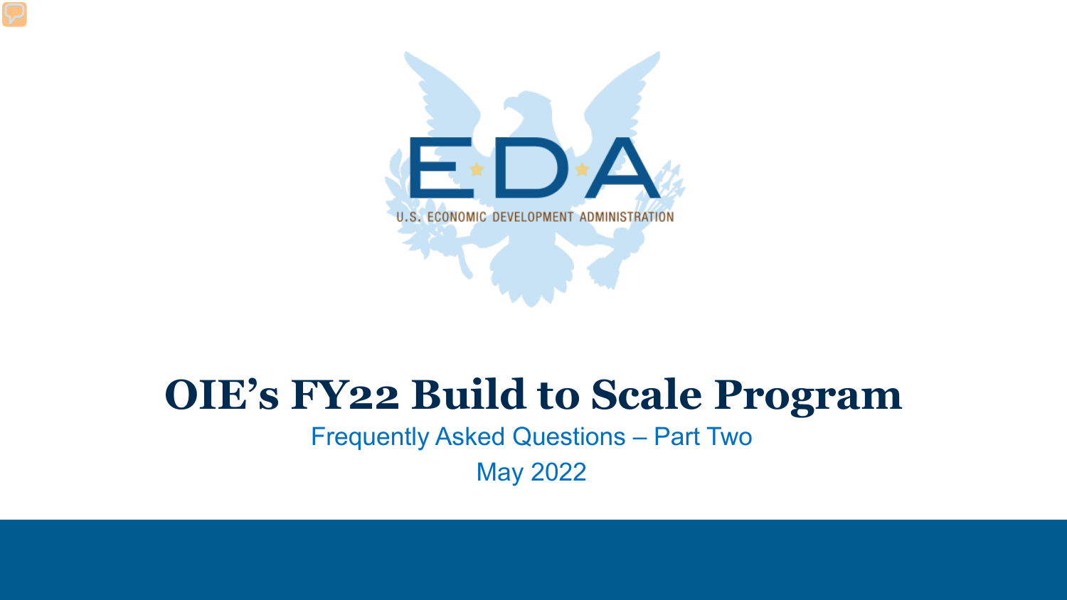# OIE's FY22 Build to Scale Program

Frequently Asked Questions – Part Two

May 2022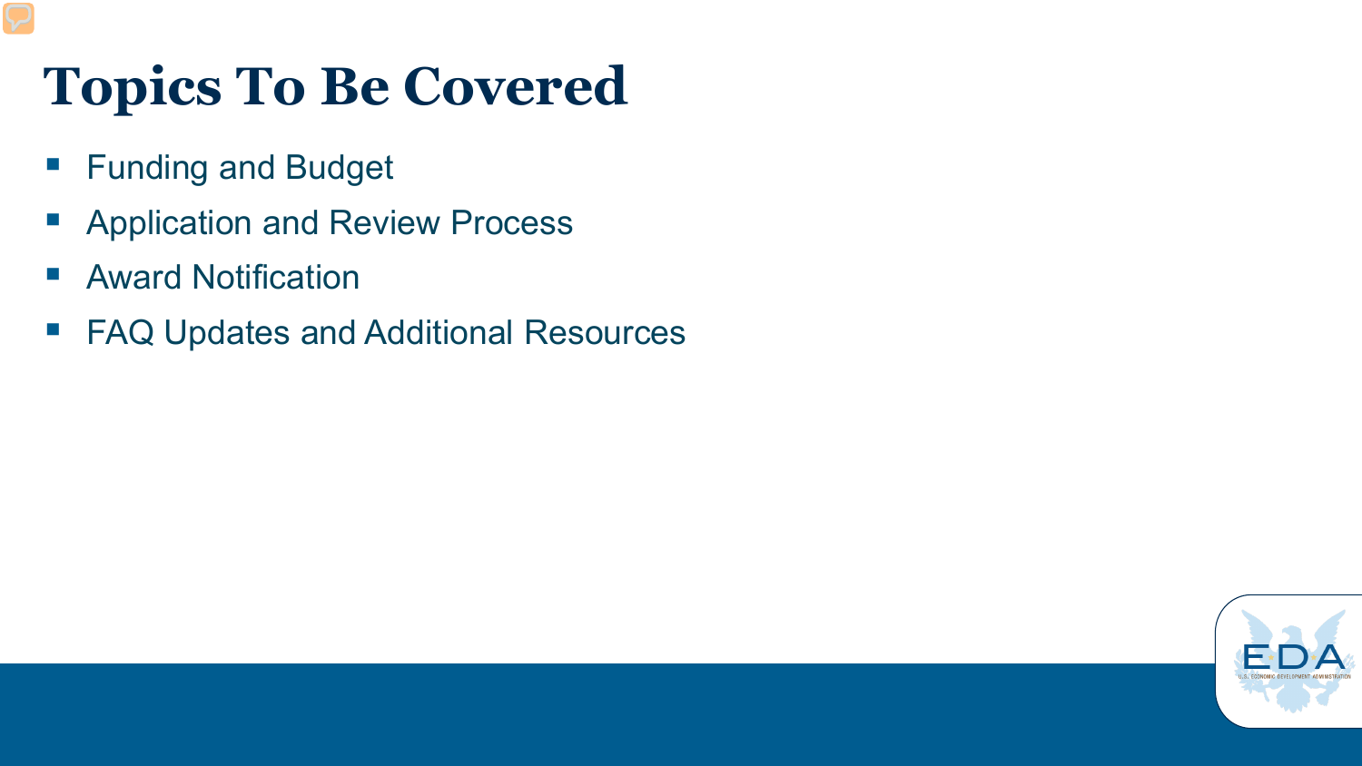# Topics To Be Covered

- Funding and Budget
- Application and Review Process
- Award Notification
- FAQ Updates and Additional Resources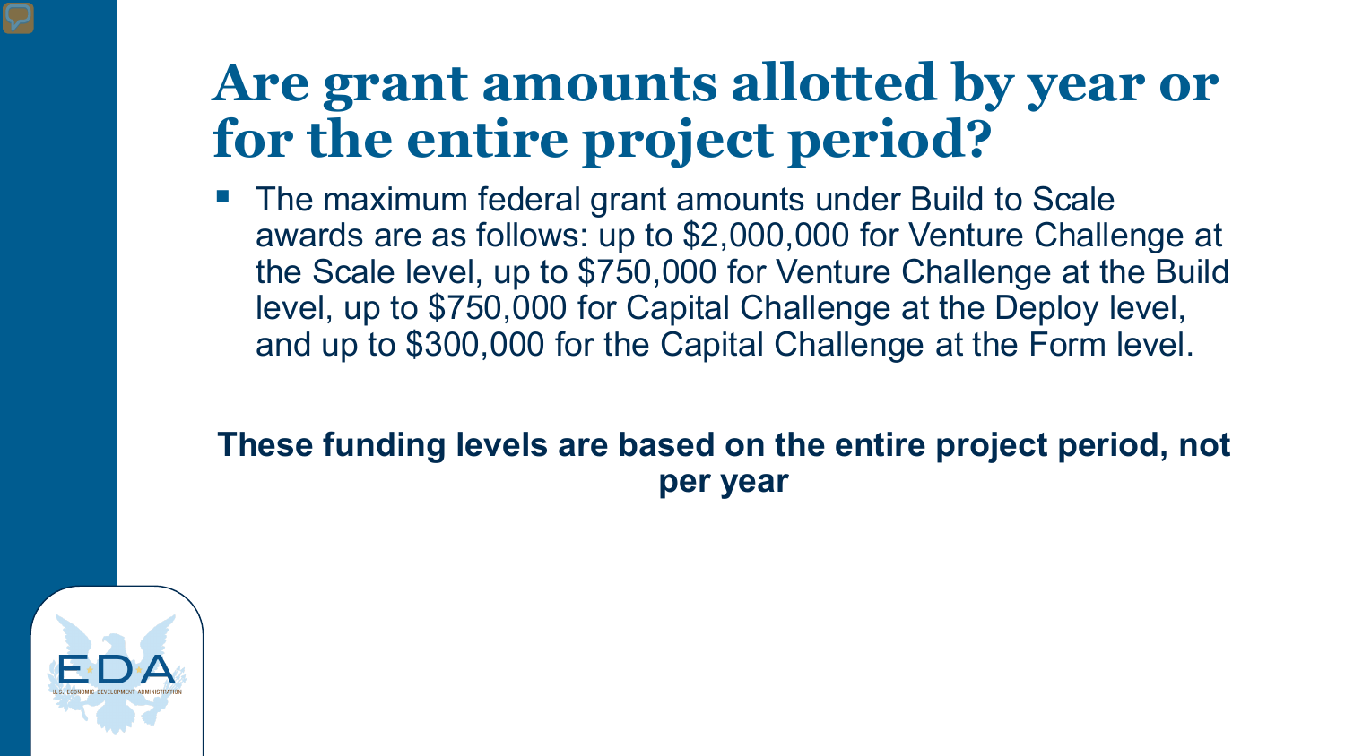# Are grant amounts allotted by year or for the entire project period?

- The maximum federal grant amounts under Build to Scale awards are as follows: up to $2,000,000 for Venture Challenge at the Scale level, up to $750,000 for Venture Challenge at the Build level, up to $750,000 for Capital Challenge at the Deploy level, and up to $300,000 for the Capital Challenge at the Form level.

**These funding levels are based on the entire project period, not per year**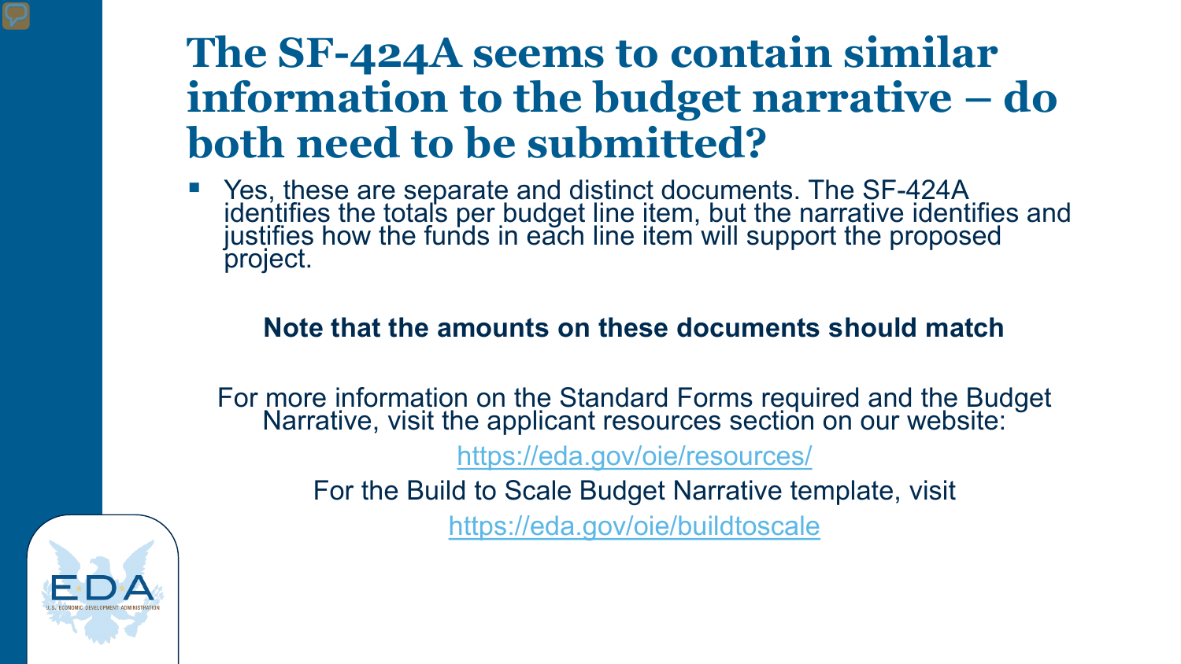# The SF-424A seems to contain similar information to the budget narrative – do both need to be submitted?

- Yes, these are separate and distinct documents. The SF-424A identifies the totals per budget line item, but the narrative identifies and justifies how the funds in each line item will support the proposed project.

**Note that the amounts on these documents should match**

For more information on the Standard Forms required and the Budget Narrative, visit the applicant resources section on our website:

https://eda.gov/oie/resources/

For the Build to Scale Budget Narrative template, visit

https://eda.gov/oie/buildtoscale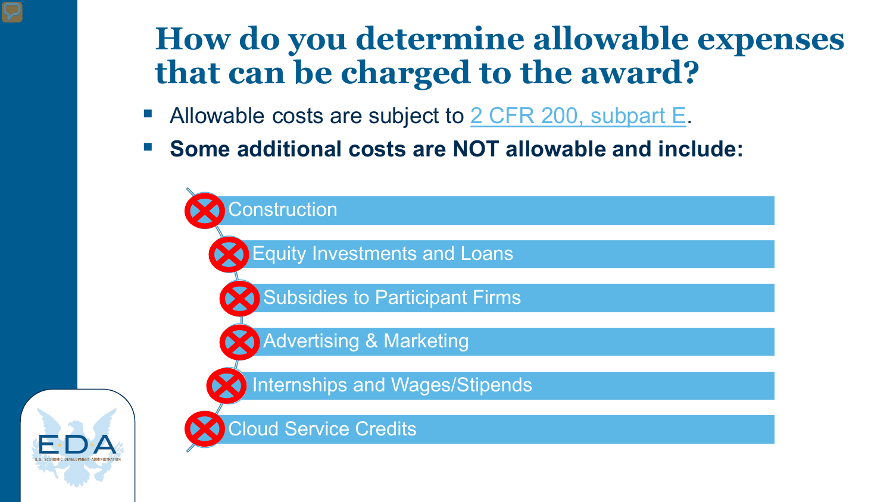# How do you determine allowable expenses that can be charged to the award?

- Allowable costs are subject to [2 CFR 200, subpart E](#).
- **Some additional costs are NOT allowable and include:**

- Construction
- Equity Investments and Loans
- Subsidies to Participant Firms
- Advertising & Marketing
- Internships and Wages/Stipends
- Cloud Service Credits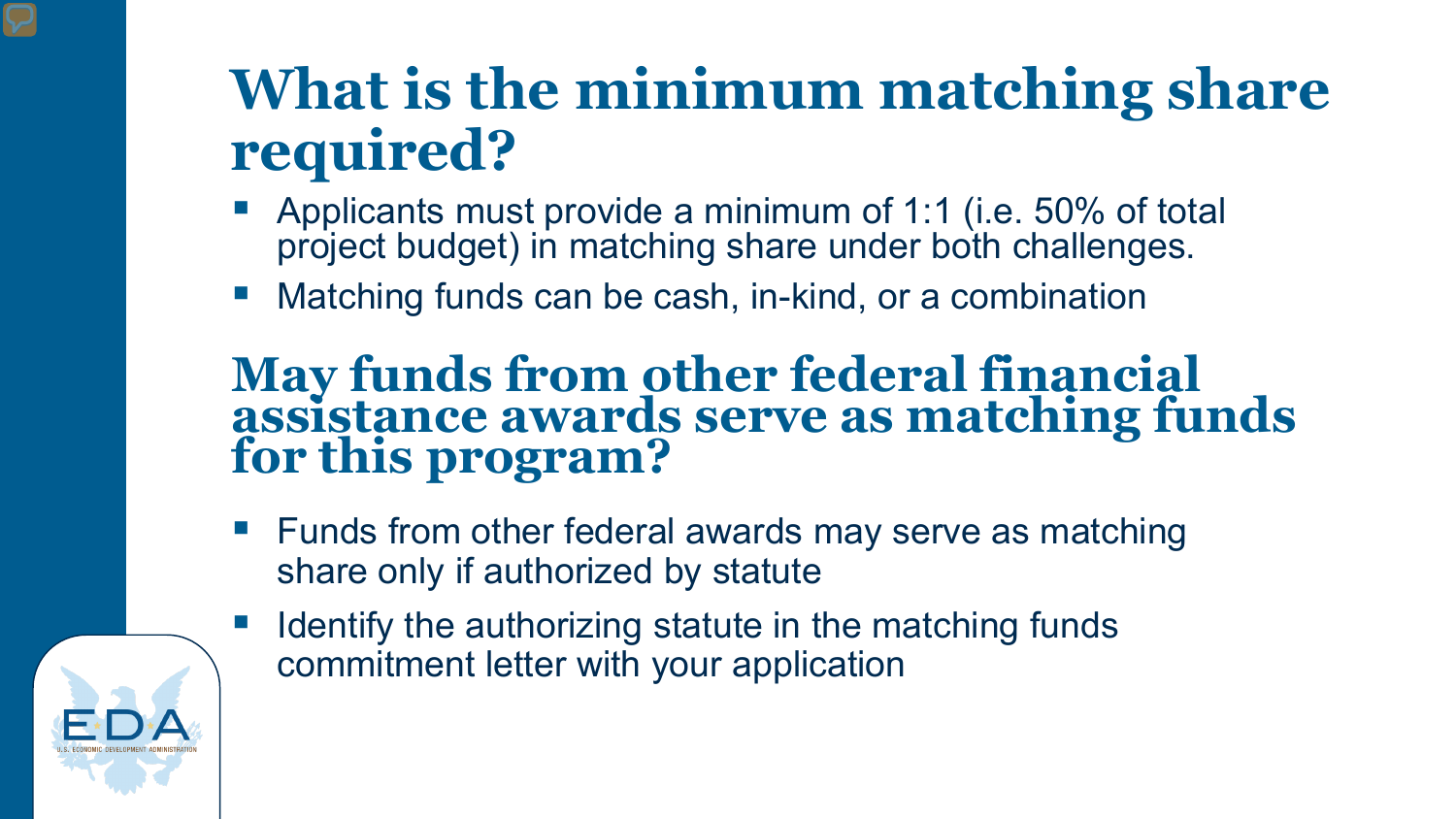## What is the minimum matching share required?

- Applicants must provide a minimum of 1:1 (i.e. 50% of total project budget) in matching share under both challenges.
- Matching funds can be cash, in-kind, or a combination

## May funds from other federal financial assistance awards serve as matching funds for this program?

- Funds from other federal awards may serve as matching share only if authorized by statute
- Identify the authorizing statute in the matching funds commitment letter with your application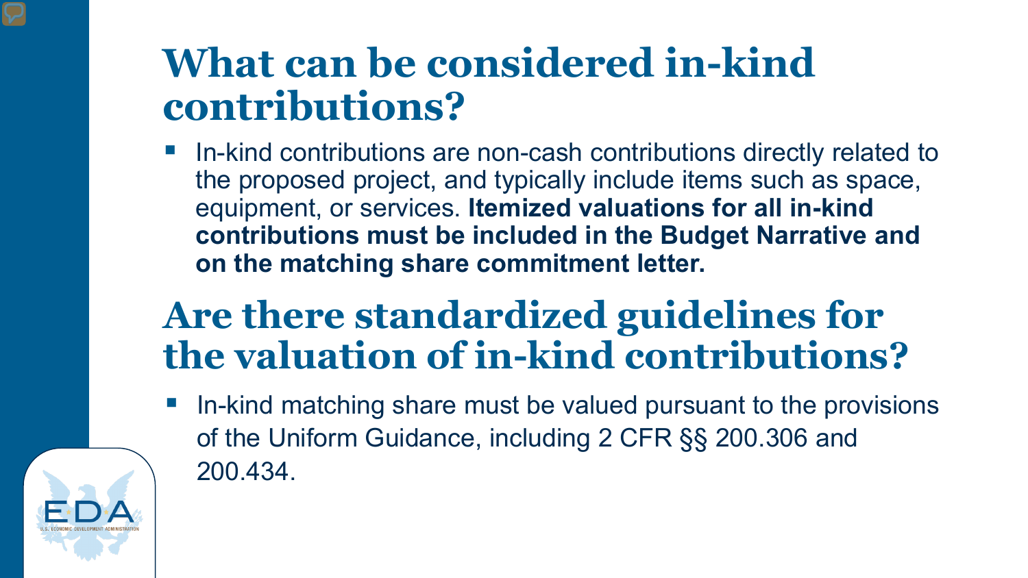# What can be considered in-kind contributions?

- In-kind contributions are non-cash contributions directly related to the proposed project, and typically include items such as space, equipment, or services. **Itemized valuations for all in-kind contributions must be included in the Budget Narrative and on the matching share commitment letter.**

# Are there standardized guidelines for the valuation of in-kind contributions?

- In-kind matching share must be valued pursuant to the provisions of the Uniform Guidance, including 2 CFR §§ 200.306 and 200.434.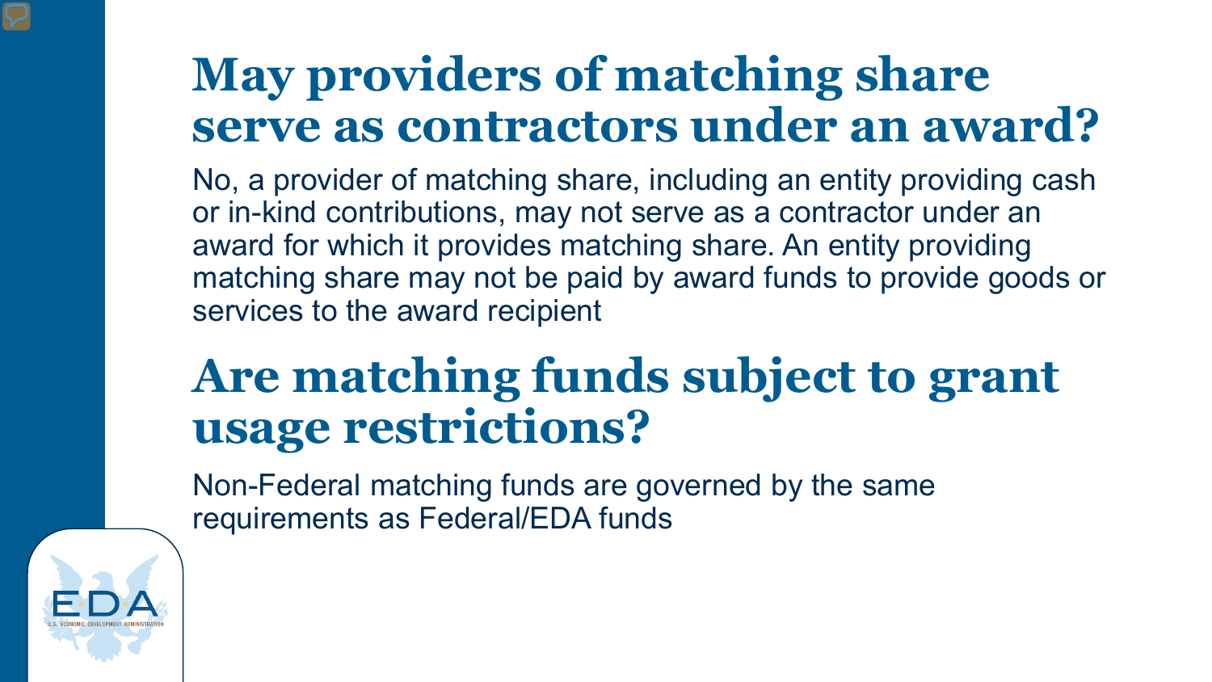## May providers of matching share serve as contractors under an award?

No, a provider of matching share, including an entity providing cash or in-kind contributions, may not serve as a contractor under an award for which it provides matching share. An entity providing matching share may not be paid by award funds to provide goods or services to the award recipient

## Are matching funds subject to grant usage restrictions?

Non-Federal matching funds are governed by the same requirements as Federal/EDA funds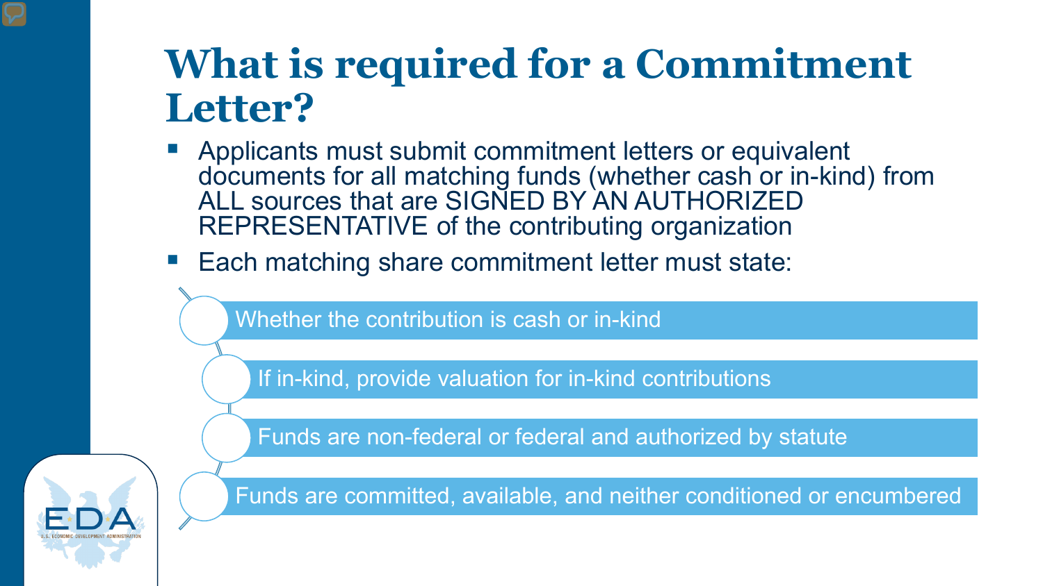# What is required for a Commitment Letter?

- Applicants must submit commitment letters or equivalent documents for all matching funds (whether cash or in-kind) from ALL sources that are SIGNED BY AN AUTHORIZED REPRESENTATIVE of the contributing organization
- Each matching share commitment letter must state:
  - Whether the contribution is cash or in-kind
  - If in-kind, provide valuation for in-kind contributions
  - Funds are non-federal or federal and authorized by statute
  - Funds are committed, available, and neither conditioned or encumbered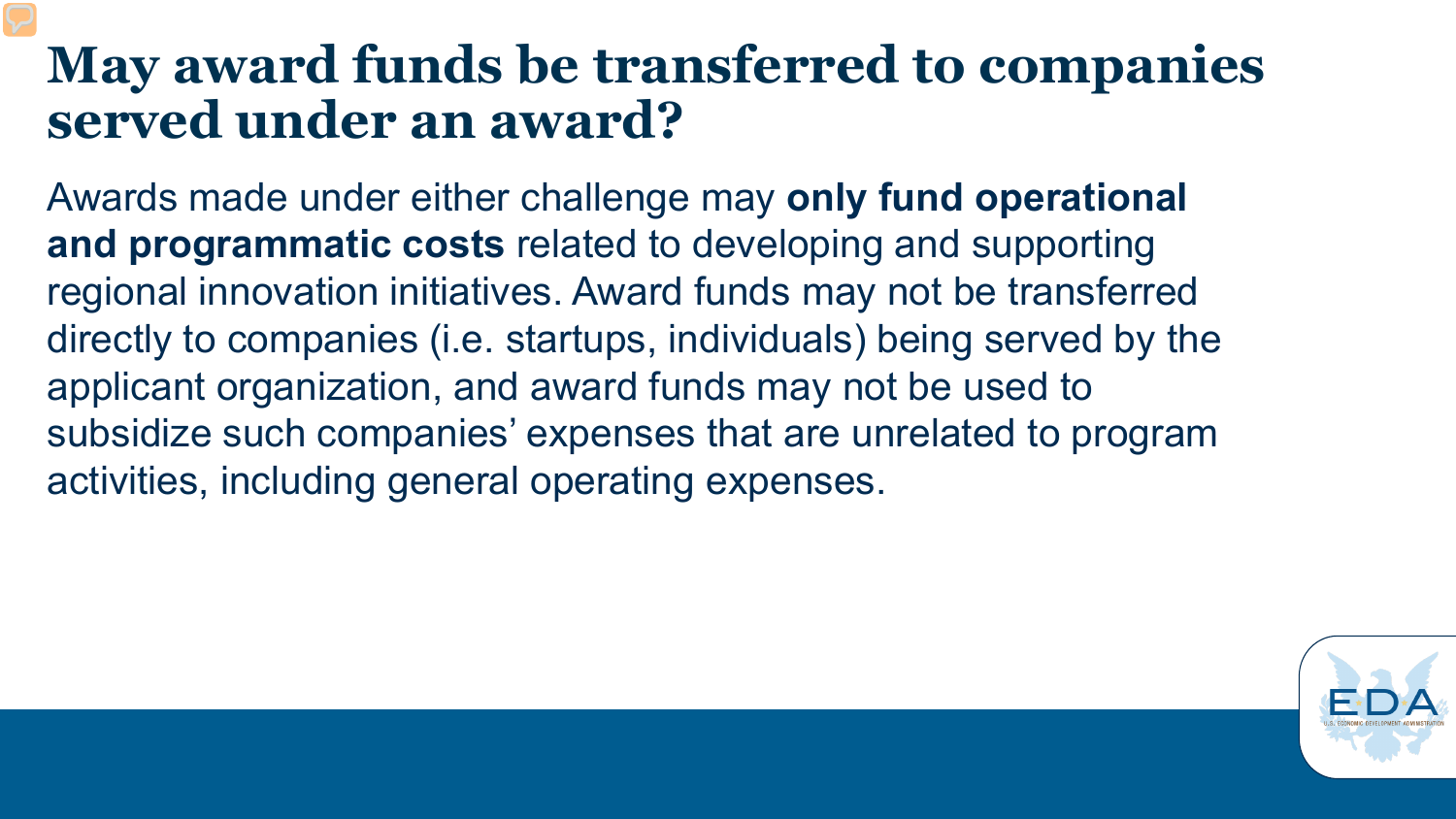# May award funds be transferred to companies served under an award?

Awards made under either challenge may **only fund operational and programmatic costs** related to developing and supporting regional innovation initiatives. Award funds may not be transferred directly to companies (i.e. startups, individuals) being served by the applicant organization, and award funds may not be used to subsidize such companies' expenses that are unrelated to program activities, including general operating expenses.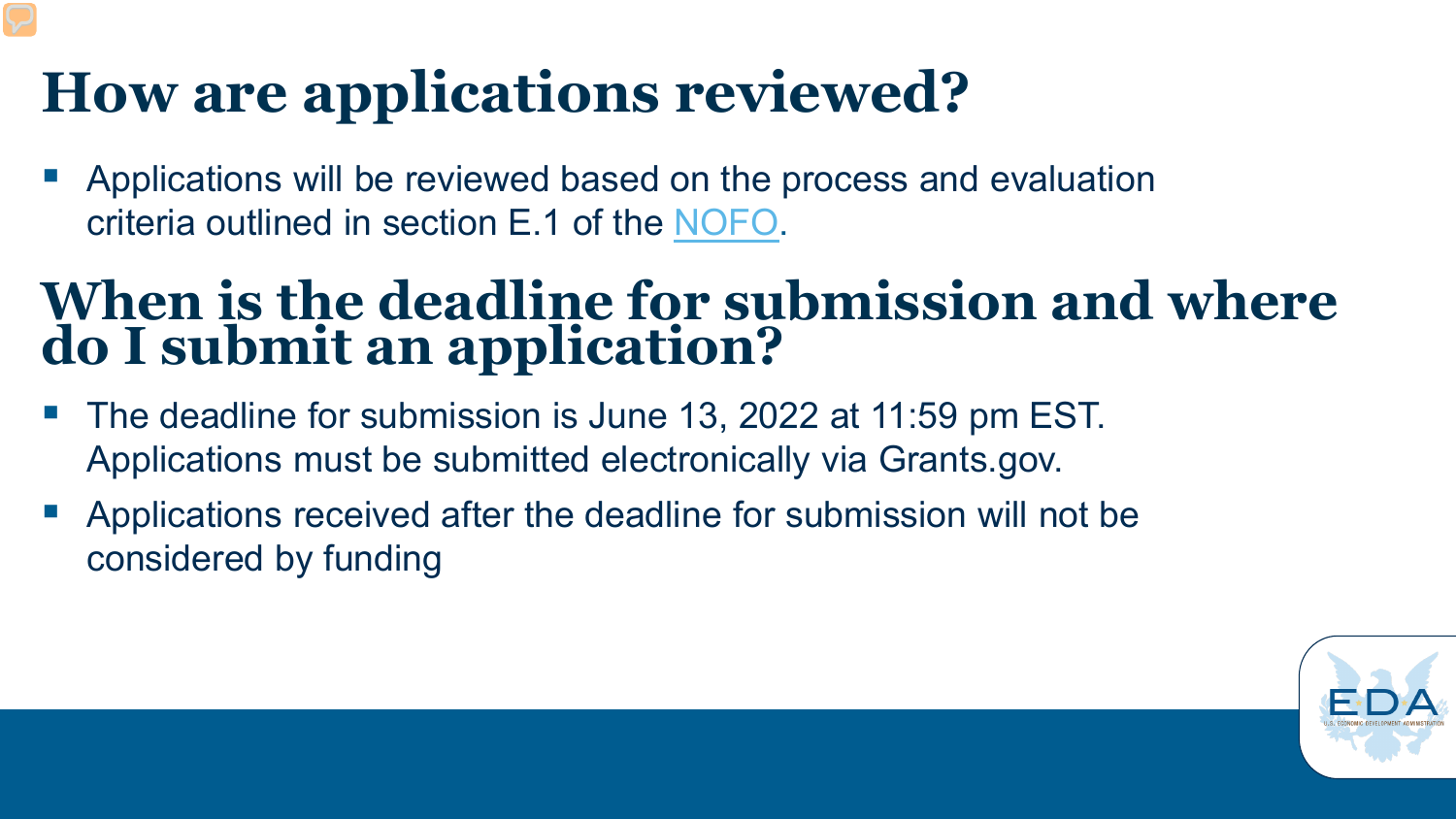# How are applications reviewed?

- Applications will be reviewed based on the process and evaluation criteria outlined in section E.1 of the NOFO.

# When is the deadline for submission and where do I submit an application?

- The deadline for submission is June 13, 2022 at 11:59 pm EST. Applications must be submitted electronically via Grants.gov.
- Applications received after the deadline for submission will not be considered by funding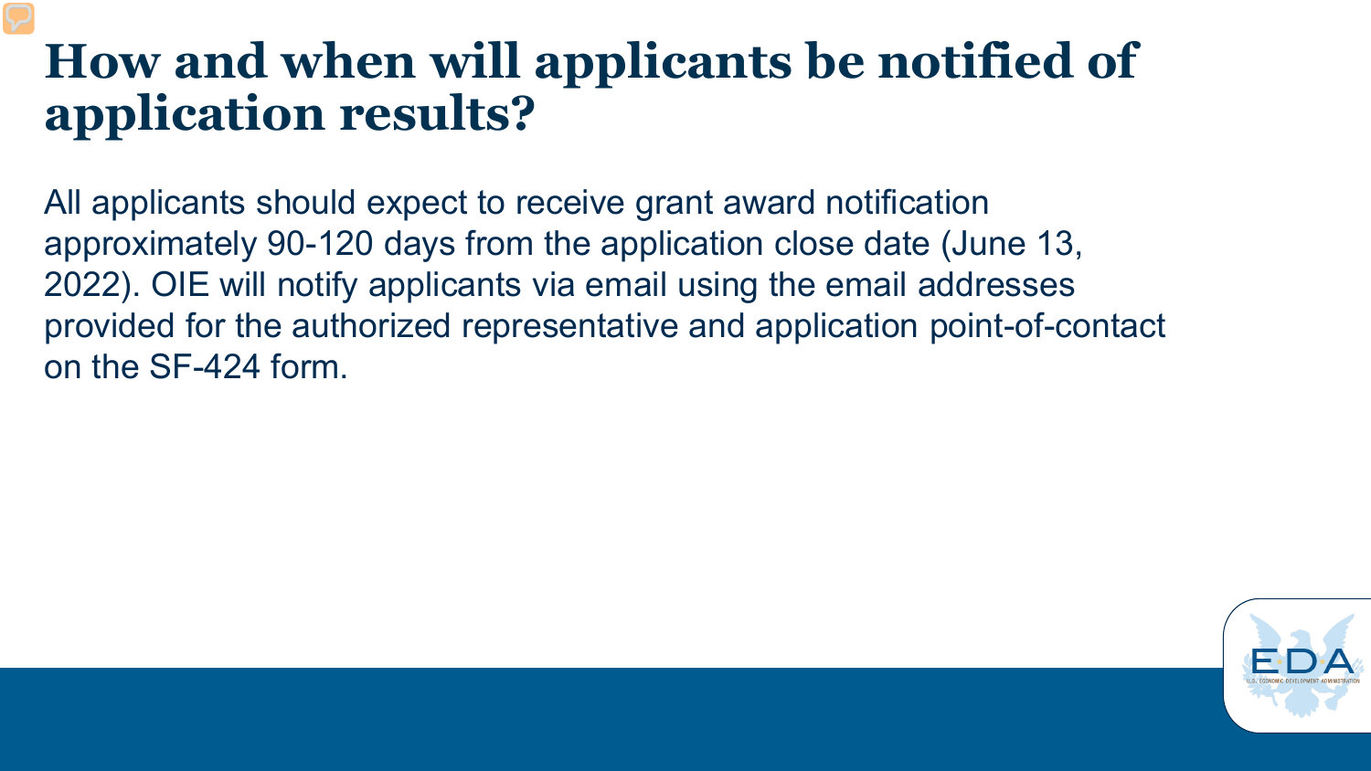# How and when will applicants be notified of application results?

All applicants should expect to receive grant award notification approximately 90-120 days from the application close date (June 13, 2022). OIE will notify applicants via email using the email addresses provided for the authorized representative and application point-of-contact on the SF-424 form.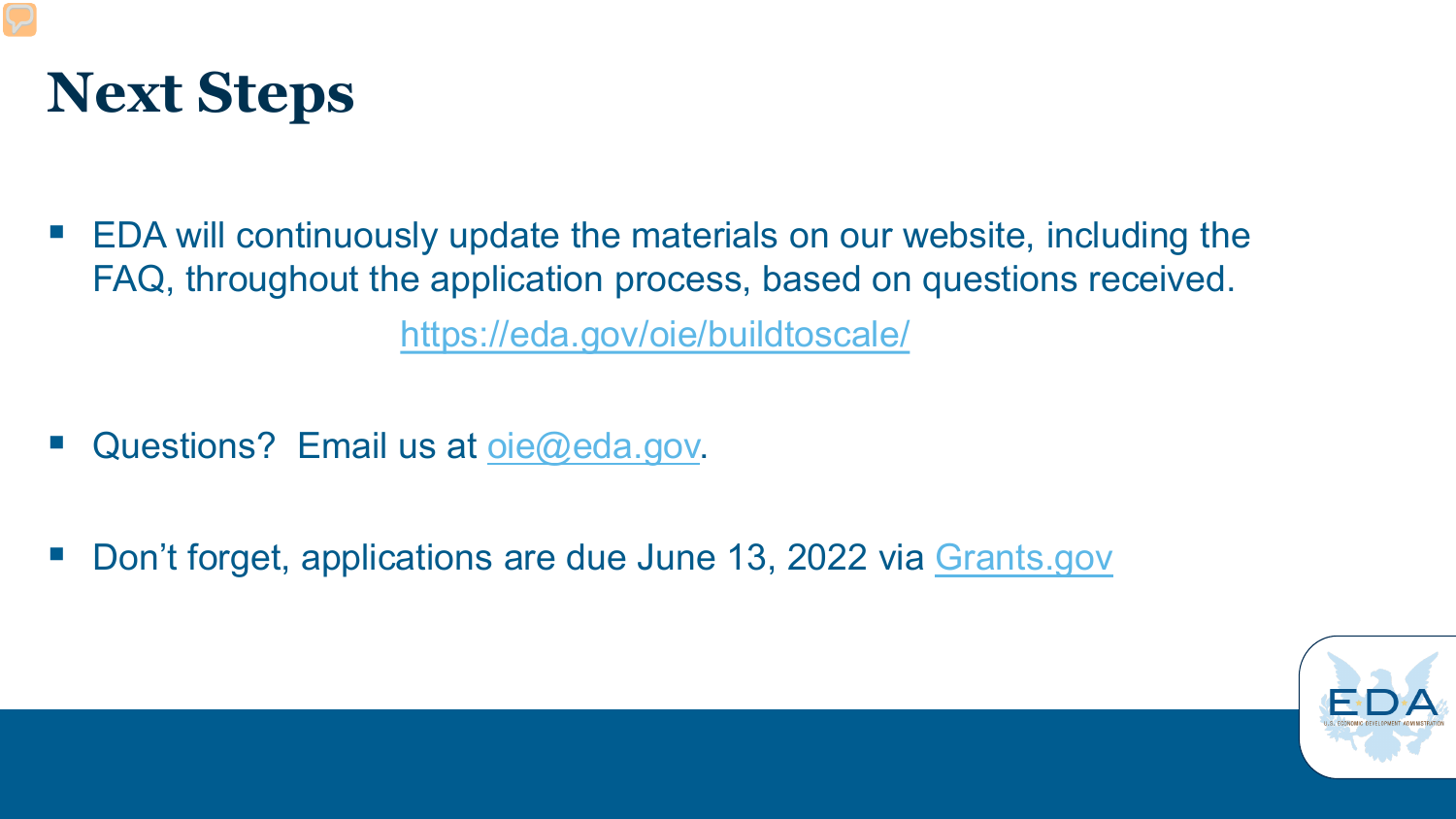# Next Steps

- EDA will continuously update the materials on our website, including the FAQ, throughout the application process, based on questions received.

  https://eda.gov/oie/buildtoscale/

- Questions? Email us at oie@eda.gov.

- Don't forget, applications are due June 13, 2022 via Grants.gov